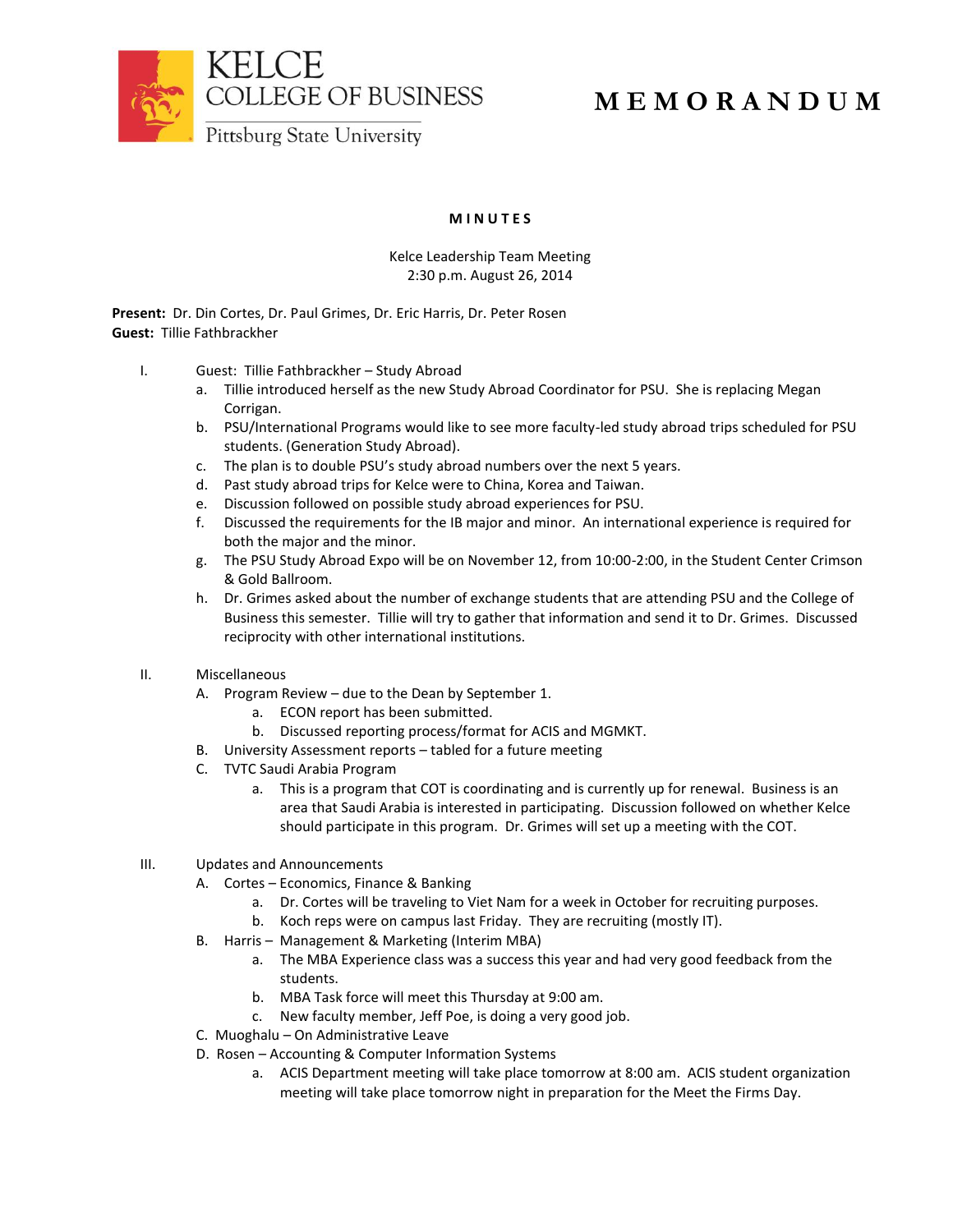KELCE
COLLEGE OF BUSINESS
Pittsburg State University

# MEMORANDUM

## MINUTES

Kelce Leadership Team Meeting
2:30 p.m. August 26, 2014

**Present:** Dr. Din Cortes, Dr. Paul Grimes, Dr. Eric Harris, Dr. Peter Rosen
**Guest:** Tillie Fathbrackher

I. Guest: Tillie Fathbrackher – Study Abroad
   a. Tillie introduced herself as the new Study Abroad Coordinator for PSU. She is replacing Megan Corrigan.
   b. PSU/International Programs would like to see more faculty-led study abroad trips scheduled for PSU students. (Generation Study Abroad).
   c. The plan is to double PSU's study abroad numbers over the next 5 years.
   d. Past study abroad trips for Kelce were to China, Korea and Taiwan.
   e. Discussion followed on possible study abroad experiences for PSU.
   f. Discussed the requirements for the IB major and minor. An international experience is required for both the major and the minor.
   g. The PSU Study Abroad Expo will be on November 12, from 10:00-2:00, in the Student Center Crimson & Gold Ballroom.
   h. Dr. Grimes asked about the number of exchange students that are attending PSU and the College of Business this semester. Tillie will try to gather that information and send it to Dr. Grimes. Discussed reciprocity with other international institutions.

II. Miscellaneous
   A. Program Review – due to the Dean by September 1.
      a. ECON report has been submitted.
      b. Discussed reporting process/format for ACIS and MGMKT.
   B. University Assessment reports – tabled for a future meeting
   C. TVTC Saudi Arabia Program
      a. This is a program that COT is coordinating and is currently up for renewal. Business is an area that Saudi Arabia is interested in participating. Discussion followed on whether Kelce should participate in this program. Dr. Grimes will set up a meeting with the COT.

III. Updates and Announcements
   A. Cortes – Economics, Finance & Banking
      a. Dr. Cortes will be traveling to Viet Nam for a week in October for recruiting purposes.
      b. Koch reps were on campus last Friday. They are recruiting (mostly IT).
   B. Harris – Management & Marketing (Interim MBA)
      a. The MBA Experience class was a success this year and had very good feedback from the students.
      b. MBA Task force will meet this Thursday at 9:00 am.
      c. New faculty member, Jeff Poe, is doing a very good job.
   C. Muoghalu – On Administrative Leave
   D. Rosen – Accounting & Computer Information Systems
      a. ACIS Department meeting will take place tomorrow at 8:00 am. ACIS student organization meeting will take place tomorrow night in preparation for the Meet the Firms Day.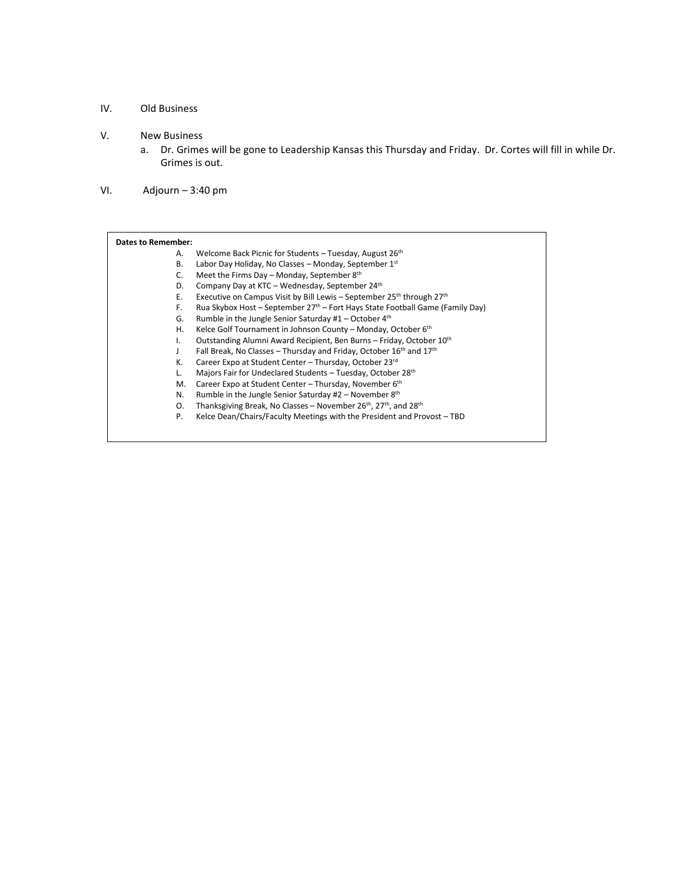IV. Old Business

V. New Business

a. Dr. Grimes will be gone to Leadership Kansas this Thursday and Friday. Dr. Cortes will fill in while Dr. Grimes is out.

VI. Adjourn – 3:40 pm

**Dates to Remember:**

A. Welcome Back Picnic for Students – Tuesday, August 26th
B. Labor Day Holiday, No Classes – Monday, September 1st
C. Meet the Firms Day – Monday, September 8th
D. Company Day at KTC – Wednesday, September 24th
E. Executive on Campus Visit by Bill Lewis – September 25th through 27th
F. Rua Skybox Host – September 27th – Fort Hays State Football Game (Family Day)
G. Rumble in the Jungle Senior Saturday #1 – October 4th
H. Kelce Golf Tournament in Johnson County – Monday, October 6th
I. Outstanding Alumni Award Recipient, Ben Burns – Friday, October 10th
J Fall Break, No Classes – Thursday and Friday, October 16th and 17th
K. Career Expo at Student Center – Thursday, October 23rd
L. Majors Fair for Undeclared Students – Tuesday, October 28th
M. Career Expo at Student Center – Thursday, November 6th
N. Rumble in the Jungle Senior Saturday #2 – November 8th
O. Thanksgiving Break, No Classes – November 26th, 27th, and 28th
P. Kelce Dean/Chairs/Faculty Meetings with the President and Provost – TBD